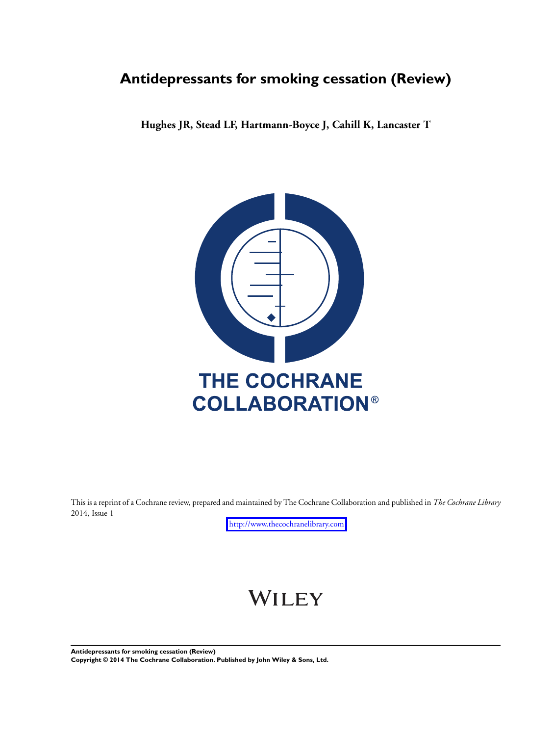# Antidepressants for smoking cessation (Review)

**Hughes JR, Stead LF, Hartmann-Boyce J, Cahill K, Lancaster T**

THE COCHRANE COLLABORATION®

This is a reprint of a Cochrane review, prepared and maintained by The Cochrane Collaboration and published in *The Cochrane Library* 2014, Issue 1

http://www.thecochranelibrary.com

WILEY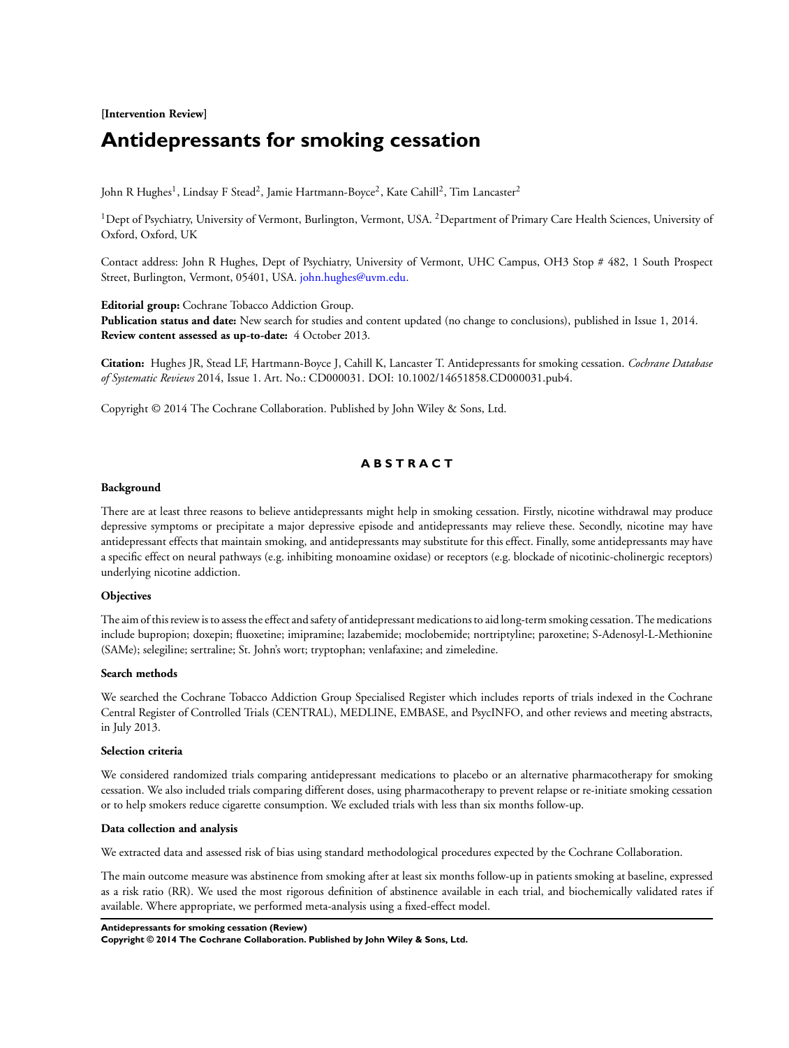[Intervention Review]

# Antidepressants for smoking cessation

John R Hughes[1], Lindsay F Stead[2], Jamie Hartmann-Boyce[2], Kate Cahill[2], Tim Lancaster[2]

[1]Dept of Psychiatry, University of Vermont, Burlington, Vermont, USA. [2]Department of Primary Care Health Sciences, University of Oxford, Oxford, UK

Contact address: John R Hughes, Dept of Psychiatry, University of Vermont, UHC Campus, OH3 Stop # 482, 1 South Prospect Street, Burlington, Vermont, 05401, USA. john.hughes@uvm.edu.

**Editorial group:** Cochrane Tobacco Addiction Group.
**Publication status and date:** New search for studies and content updated (no change to conclusions), published in Issue 1, 2014.
**Review content assessed as up-to-date:** 4 October 2013.

**Citation:** Hughes JR, Stead LF, Hartmann-Boyce J, Cahill K, Lancaster T. Antidepressants for smoking cessation. *Cochrane Database of Systematic Reviews* 2014, Issue 1. Art. No.: CD000031. DOI: 10.1002/14651858.CD000031.pub4.

Copyright © 2014 The Cochrane Collaboration. Published by John Wiley & Sons, Ltd.

## ABSTRACT

### Background

There are at least three reasons to believe antidepressants might help in smoking cessation. Firstly, nicotine withdrawal may produce depressive symptoms or precipitate a major depressive episode and antidepressants may relieve these. Secondly, nicotine may have antidepressant effects that maintain smoking, and antidepressants may substitute for this effect. Finally, some antidepressants may have a specific effect on neural pathways (e.g. inhibiting monoamine oxidase) or receptors (e.g. blockade of nicotinic-cholinergic receptors) underlying nicotine addiction.

### Objectives

The aim of this review is to assess the effect and safety of antidepressant medications to aid long-term smoking cessation. The medications include bupropion; doxepin; fluoxetine; imipramine; lazabemide; moclobemide; nortriptyline; paroxetine; S-Adenosyl-L-Methionine (SAMe); selegiline; sertraline; St. John's wort; tryptophan; venlafaxine; and zimeledine.

### Search methods

We searched the Cochrane Tobacco Addiction Group Specialised Register which includes reports of trials indexed in the Cochrane Central Register of Controlled Trials (CENTRAL), MEDLINE, EMBASE, and PsycINFO, and other reviews and meeting abstracts, in July 2013.

### Selection criteria

We considered randomized trials comparing antidepressant medications to placebo or an alternative pharmacotherapy for smoking cessation. We also included trials comparing different doses, using pharmacotherapy to prevent relapse or re-initiate smoking cessation or to help smokers reduce cigarette consumption. We excluded trials with less than six months follow-up.

### Data collection and analysis

We extracted data and assessed risk of bias using standard methodological procedures expected by the Cochrane Collaboration.

The main outcome measure was abstinence from smoking after at least six months follow-up in patients smoking at baseline, expressed as a risk ratio (RR). We used the most rigorous definition of abstinence available in each trial, and biochemically validated rates if available. Where appropriate, we performed meta-analysis using a fixed-effect model.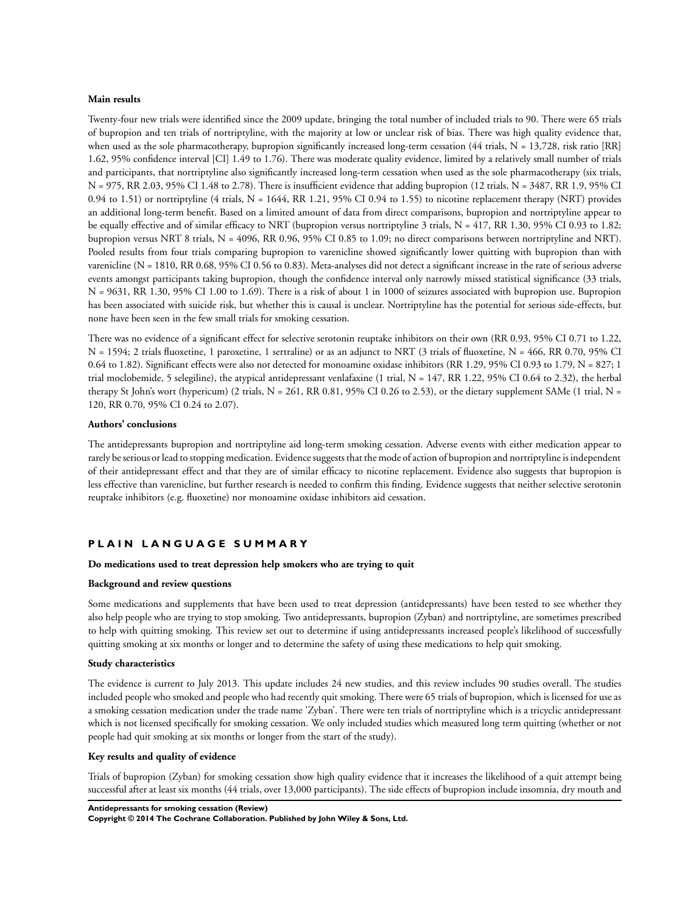#### Main results

Twenty-four new trials were identified since the 2009 update, bringing the total number of included trials to 90. There were 65 trials of bupropion and ten trials of nortriptyline, with the majority at low or unclear risk of bias. There was high quality evidence that, when used as the sole pharmacotherapy, bupropion significantly increased long-term cessation (44 trials, N = 13,728, risk ratio [RR] 1.62, 95% confidence interval [CI] 1.49 to 1.76). There was moderate quality evidence, limited by a relatively small number of trials and participants, that nortriptyline also significantly increased long-term cessation when used as the sole pharmacotherapy (six trials, N = 975, RR 2.03, 95% CI 1.48 to 2.78). There is insufficient evidence that adding bupropion (12 trials, N = 3487, RR 1.9, 95% CI 0.94 to 1.51) or nortriptyline (4 trials, N = 1644, RR 1.21, 95% CI 0.94 to 1.55) to nicotine replacement therapy (NRT) provides an additional long-term benefit. Based on a limited amount of data from direct comparisons, bupropion and nortriptyline appear to be equally effective and of similar efficacy to NRT (bupropion versus nortriptyline 3 trials, N = 417, RR 1.30, 95% CI 0.93 to 1.82; bupropion versus NRT 8 trials, N = 4096, RR 0.96, 95% CI 0.85 to 1.09; no direct comparisons between nortriptyline and NRT). Pooled results from four trials comparing bupropion to varenicline showed significantly lower quitting with bupropion than with varenicline (N = 1810, RR 0.68, 95% CI 0.56 to 0.83). Meta-analyses did not detect a significant increase in the rate of serious adverse events amongst participants taking bupropion, though the confidence interval only narrowly missed statistical significance (33 trials, N = 9631, RR 1.30, 95% CI 1.00 to 1.69). There is a risk of about 1 in 1000 of seizures associated with bupropion use. Bupropion has been associated with suicide risk, but whether this is causal is unclear. Nortriptyline has the potential for serious side-effects, but none have been seen in the few small trials for smoking cessation.

There was no evidence of a significant effect for selective serotonin reuptake inhibitors on their own (RR 0.93, 95% CI 0.71 to 1.22, N = 1594; 2 trials fluoxetine, 1 paroxetine, 1 sertraline) or as an adjunct to NRT (3 trials of fluoxetine, N = 466, RR 0.70, 95% CI 0.64 to 1.82). Significant effects were also not detected for monoamine oxidase inhibitors (RR 1.29, 95% CI 0.93 to 1.79, N = 827; 1 trial moclobemide, 5 selegiline), the atypical antidepressant venlafaxine (1 trial, N = 147, RR 1.22, 95% CI 0.64 to 2.32), the herbal therapy St John's wort (hypericum) (2 trials, N = 261, RR 0.81, 95% CI 0.26 to 2.53), or the dietary supplement SAMe (1 trial, N = 120, RR 0.70, 95% CI 0.24 to 2.07).

#### Authors' conclusions

The antidepressants bupropion and nortriptyline aid long-term smoking cessation. Adverse events with either medication appear to rarely be serious or lead to stopping medication. Evidence suggests that the mode of action of bupropion and nortriptyline is independent of their antidepressant effect and that they are of similar efficacy to nicotine replacement. Evidence also suggests that bupropion is less effective than varenicline, but further research is needed to confirm this finding. Evidence suggests that neither selective serotonin reuptake inhibitors (e.g. fluoxetine) nor monoamine oxidase inhibitors aid cessation.

## PLAIN LANGUAGE SUMMARY

#### Do medications used to treat depression help smokers who are trying to quit

#### Background and review questions

Some medications and supplements that have been used to treat depression (antidepressants) have been tested to see whether they also help people who are trying to stop smoking. Two antidepressants, bupropion (Zyban) and nortriptyline, are sometimes prescribed to help with quitting smoking. This review set out to determine if using antidepressants increased people's likelihood of successfully quitting smoking at six months or longer and to determine the safety of using these medications to help quit smoking.

#### Study characteristics

The evidence is current to July 2013. This update includes 24 new studies, and this review includes 90 studies overall. The studies included people who smoked and people who had recently quit smoking. There were 65 trials of bupropion, which is licensed for use as a smoking cessation medication under the trade name 'Zyban'. There were ten trials of nortriptyline which is a tricyclic antidepressant which is not licensed specifically for smoking cessation. We only included studies which measured long term quitting (whether or not people had quit smoking at six months or longer from the start of the study).

#### Key results and quality of evidence

Trials of bupropion (Zyban) for smoking cessation show high quality evidence that it increases the likelihood of a quit attempt being successful after at least six months (44 trials, over 13,000 participants). The side effects of bupropion include insomnia, dry mouth and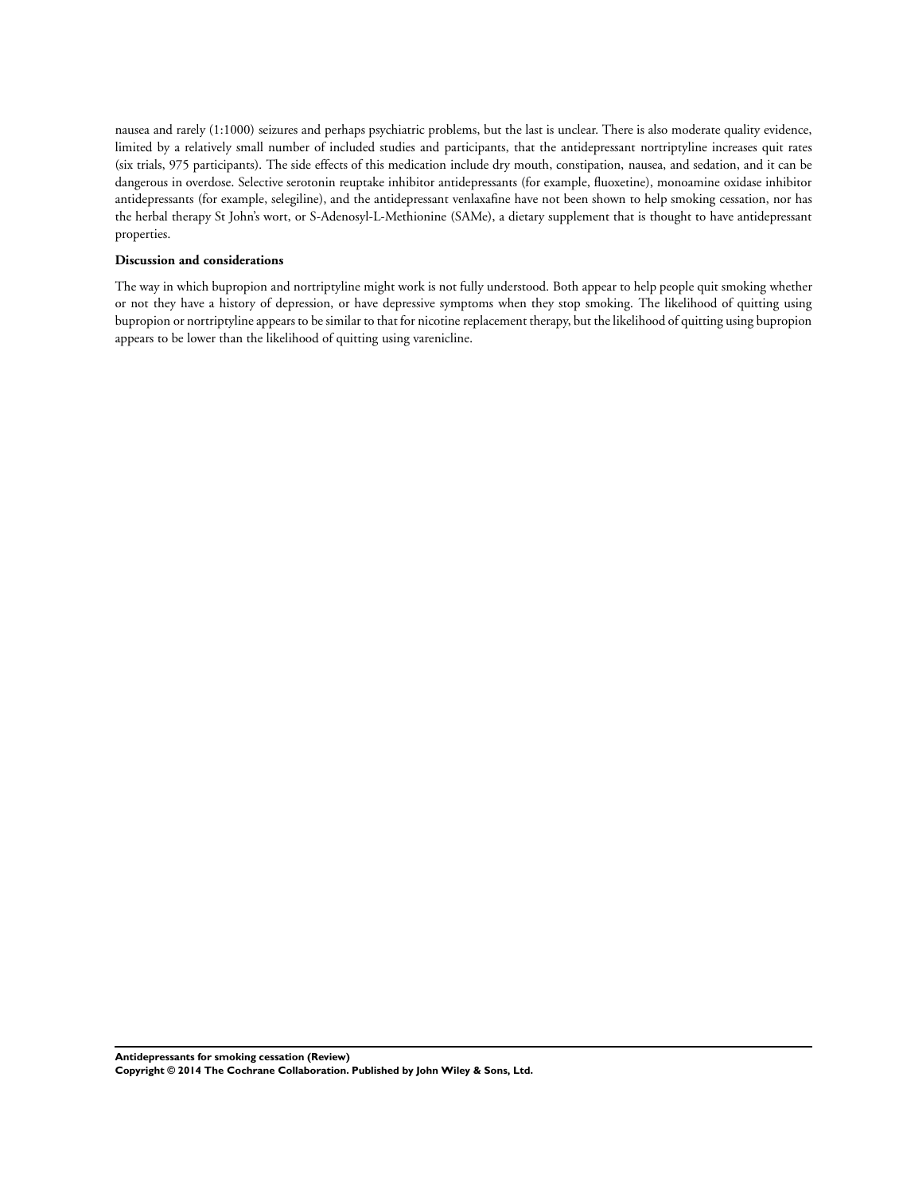nausea and rarely (1:1000) seizures and perhaps psychiatric problems, but the last is unclear. There is also moderate quality evidence, limited by a relatively small number of included studies and participants, that the antidepressant nortriptyline increases quit rates (six trials, 975 participants). The side effects of this medication include dry mouth, constipation, nausea, and sedation, and it can be dangerous in overdose. Selective serotonin reuptake inhibitor antidepressants (for example, fluoxetine), monoamine oxidase inhibitor antidepressants (for example, selegiline), and the antidepressant venlaxafine have not been shown to help smoking cessation, nor has the herbal therapy St John's wort, or S-Adenosyl-L-Methionine (SAMe), a dietary supplement that is thought to have antidepressant properties.

**Discussion and considerations**

The way in which bupropion and nortriptyline might work is not fully understood. Both appear to help people quit smoking whether or not they have a history of depression, or have depressive symptoms when they stop smoking. The likelihood of quitting using bupropion or nortriptyline appears to be similar to that for nicotine replacement therapy, but the likelihood of quitting using bupropion appears to be lower than the likelihood of quitting using varenicline.